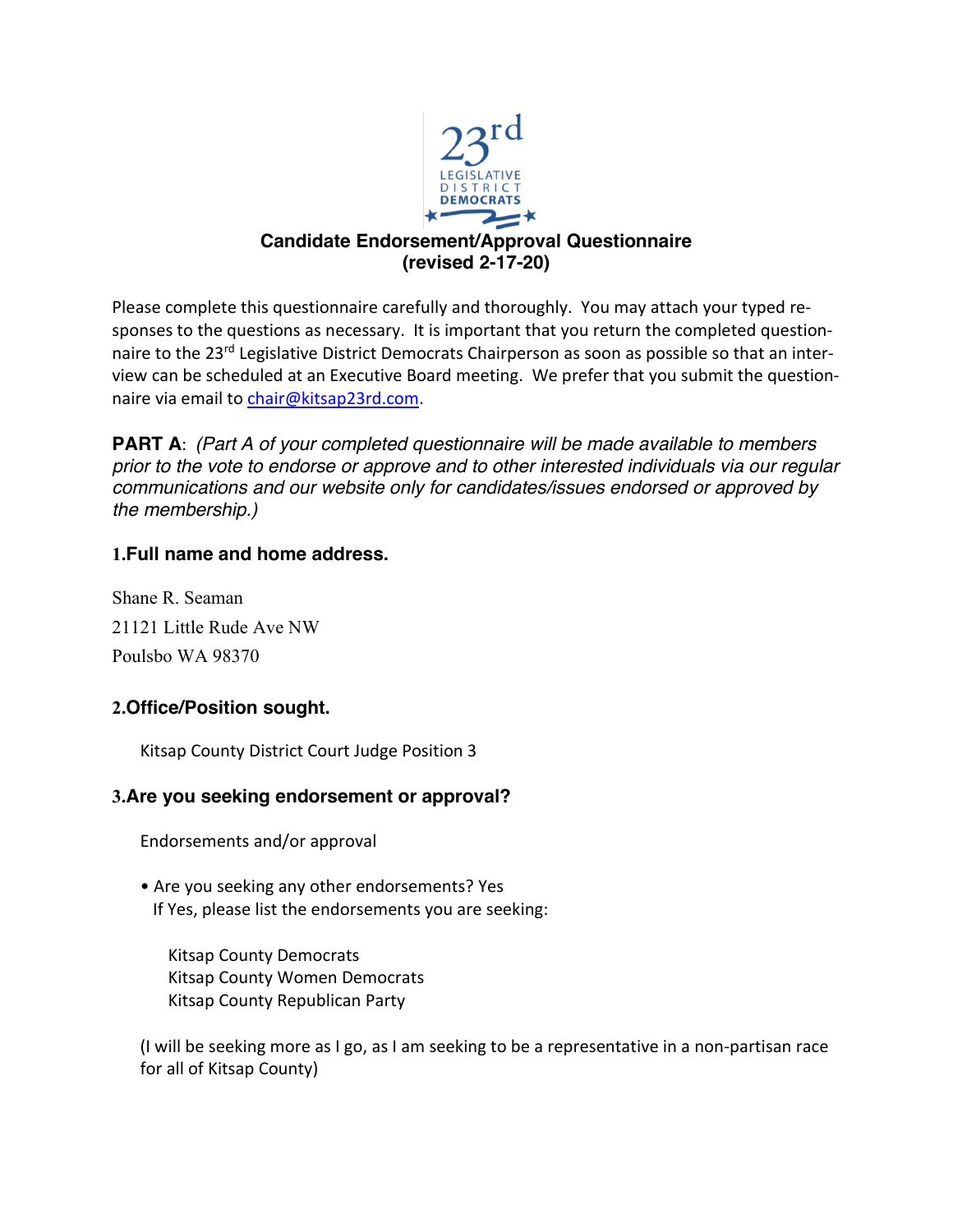23rd LEGISLATIVE DISTRICT DEMOCRATS

# Candidate Endorsement/Approval Questionnaire
**(revised 2-17-20)**

Please complete this questionnaire carefully and thoroughly. You may attach your typed responses to the questions as necessary. It is important that you return the completed questionnaire to the 23rd Legislative District Democrats Chairperson as soon as possible so that an interview can be scheduled at an Executive Board meeting. We prefer that you submit the questionnaire via email to chair@kitsap23rd.com.

**PART A**: *(Part A of your completed questionnaire will be made available to members prior to the vote to endorse or approve and to other interested individuals via our regular communications and our website only for candidates/issues endorsed or approved by the membership.)*

### 1.Full name and home address.

Shane R. Seaman
21121 Little Rude Ave NW
Poulsbo WA 98370

### 2.Office/Position sought.

Kitsap County District Court Judge Position 3

### 3.Are you seeking endorsement or approval?

Endorsements and/or approval

- Are you seeking any other endorsements? Yes
  If Yes, please list the endorsements you are seeking:

  Kitsap County Democrats
  Kitsap County Women Democrats
  Kitsap County Republican Party

(I will be seeking more as I go, as I am seeking to be a representative in a non-partisan race for all of Kitsap County)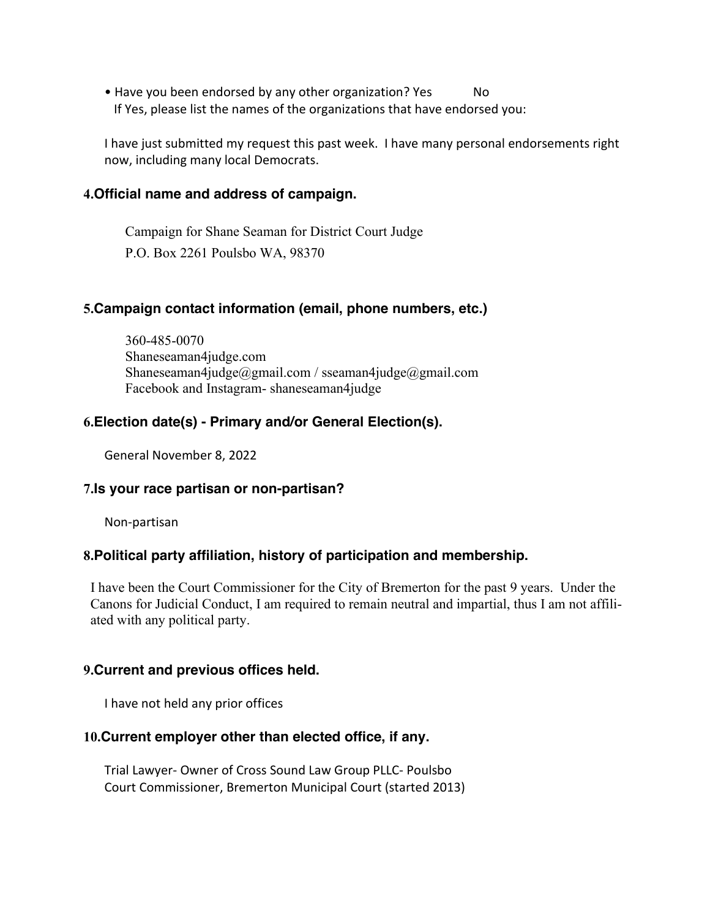• Have you been endorsed by any other organization? Yes No
If Yes, please list the names of the organizations that have endorsed you:

I have just submitted my request this past week. I have many personal endorsements right now, including many local Democrats.

## 4. Official name and address of campaign.

Campaign for Shane Seaman for District Court Judge
P.O. Box 2261 Poulsbo WA, 98370

## 5. Campaign contact information (email, phone numbers, etc.)

360-485-0070
Shaneseaman4judge.com
Shaneseaman4judge@gmail.com / sseaman4judge@gmail.com
Facebook and Instagram- shaneseaman4judge

## 6. Election date(s) - Primary and/or General Election(s).

General November 8, 2022

## 7. Is your race partisan or non-partisan?

Non-partisan

## 8. Political party affiliation, history of participation and membership.

I have been the Court Commissioner for the City of Bremerton for the past 9 years. Under the Canons for Judicial Conduct, I am required to remain neutral and impartial, thus I am not affiliated with any political party.

## 9. Current and previous offices held.

I have not held any prior offices

## 10. Current employer other than elected office, if any.

Trial Lawyer- Owner of Cross Sound Law Group PLLC- Poulsbo
Court Commissioner, Bremerton Municipal Court (started 2013)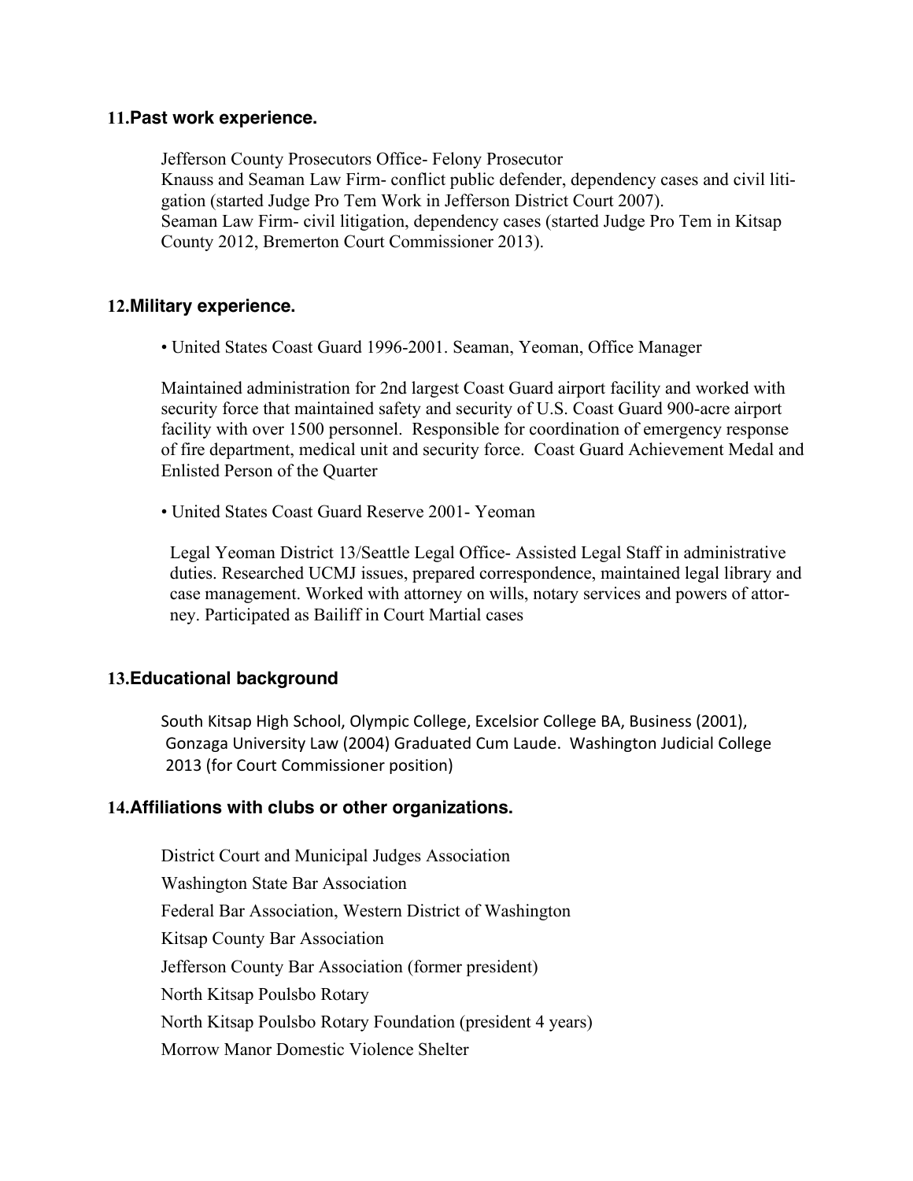## 11. Past work experience.

Jefferson County Prosecutors Office- Felony Prosecutor
Knauss and Seaman Law Firm- conflict public defender, dependency cases and civil litigation (started Judge Pro Tem Work in Jefferson District Court 2007).
Seaman Law Firm- civil litigation, dependency cases (started Judge Pro Tem in Kitsap County 2012, Bremerton Court Commissioner 2013).

## 12. Military experience.

- United States Coast Guard 1996-2001. Seaman, Yeoman, Office Manager

Maintained administration for 2nd largest Coast Guard airport facility and worked with security force that maintained safety and security of U.S. Coast Guard 900-acre airport facility with over 1500 personnel. Responsible for coordination of emergency response of fire department, medical unit and security force. Coast Guard Achievement Medal and Enlisted Person of the Quarter

- United States Coast Guard Reserve 2001- Yeoman

Legal Yeoman District 13/Seattle Legal Office- Assisted Legal Staff in administrative duties. Researched UCMJ issues, prepared correspondence, maintained legal library and case management. Worked with attorney on wills, notary services and powers of attorney. Participated as Bailiff in Court Martial cases

## 13. Educational background

South Kitsap High School, Olympic College, Excelsior College BA, Business (2001), Gonzaga University Law (2004) Graduated Cum Laude. Washington Judicial College 2013 (for Court Commissioner position)

## 14. Affiliations with clubs or other organizations.

District Court and Municipal Judges Association
Washington State Bar Association
Federal Bar Association, Western District of Washington
Kitsap County Bar Association
Jefferson County Bar Association (former president)
North Kitsap Poulsbo Rotary
North Kitsap Poulsbo Rotary Foundation (president 4 years)
Morrow Manor Domestic Violence Shelter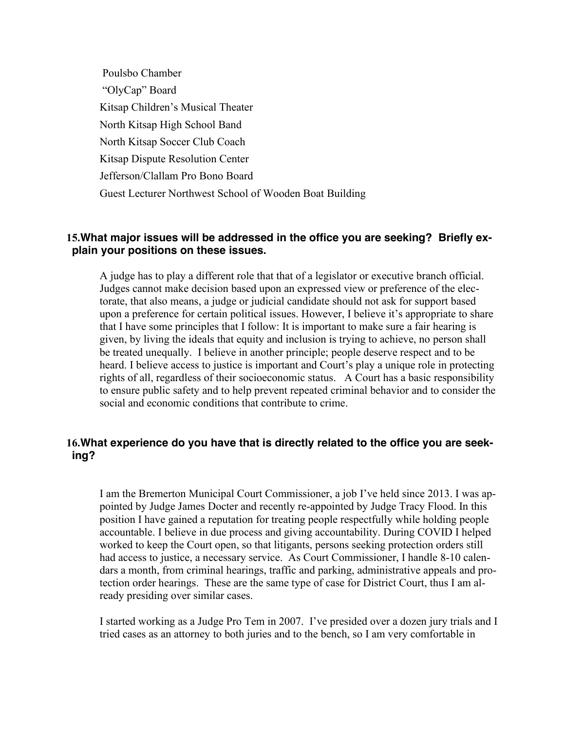Poulsbo Chamber

"OlyCap" Board

Kitsap Children's Musical Theater

North Kitsap High School Band

North Kitsap Soccer Club Coach

Kitsap Dispute Resolution Center

Jefferson/Clallam Pro Bono Board

Guest Lecturer Northwest School of Wooden Boat Building

**15. What major issues will be addressed in the office you are seeking? Briefly explain your positions on these issues.**

A judge has to play a different role that that of a legislator or executive branch official. Judges cannot make decision based upon an expressed view or preference of the electorate, that also means, a judge or judicial candidate should not ask for support based upon a preference for certain political issues. However, I believe it's appropriate to share that I have some principles that I follow: It is important to make sure a fair hearing is given, by living the ideals that equity and inclusion is trying to achieve, no person shall be treated unequally. I believe in another principle; people deserve respect and to be heard. I believe access to justice is important and Court's play a unique role in protecting rights of all, regardless of their socioeconomic status. A Court has a basic responsibility to ensure public safety and to help prevent repeated criminal behavior and to consider the social and economic conditions that contribute to crime.

**16. What experience do you have that is directly related to the office you are seeking?**

I am the Bremerton Municipal Court Commissioner, a job I've held since 2013. I was appointed by Judge James Docter and recently re-appointed by Judge Tracy Flood. In this position I have gained a reputation for treating people respectfully while holding people accountable. I believe in due process and giving accountability. During COVID I helped worked to keep the Court open, so that litigants, persons seeking protection orders still had access to justice, a necessary service. As Court Commissioner, I handle 8-10 calendars a month, from criminal hearings, traffic and parking, administrative appeals and protection order hearings. These are the same type of case for District Court, thus I am already presiding over similar cases.

I started working as a Judge Pro Tem in 2007. I've presided over a dozen jury trials and I tried cases as an attorney to both juries and to the bench, so I am very comfortable in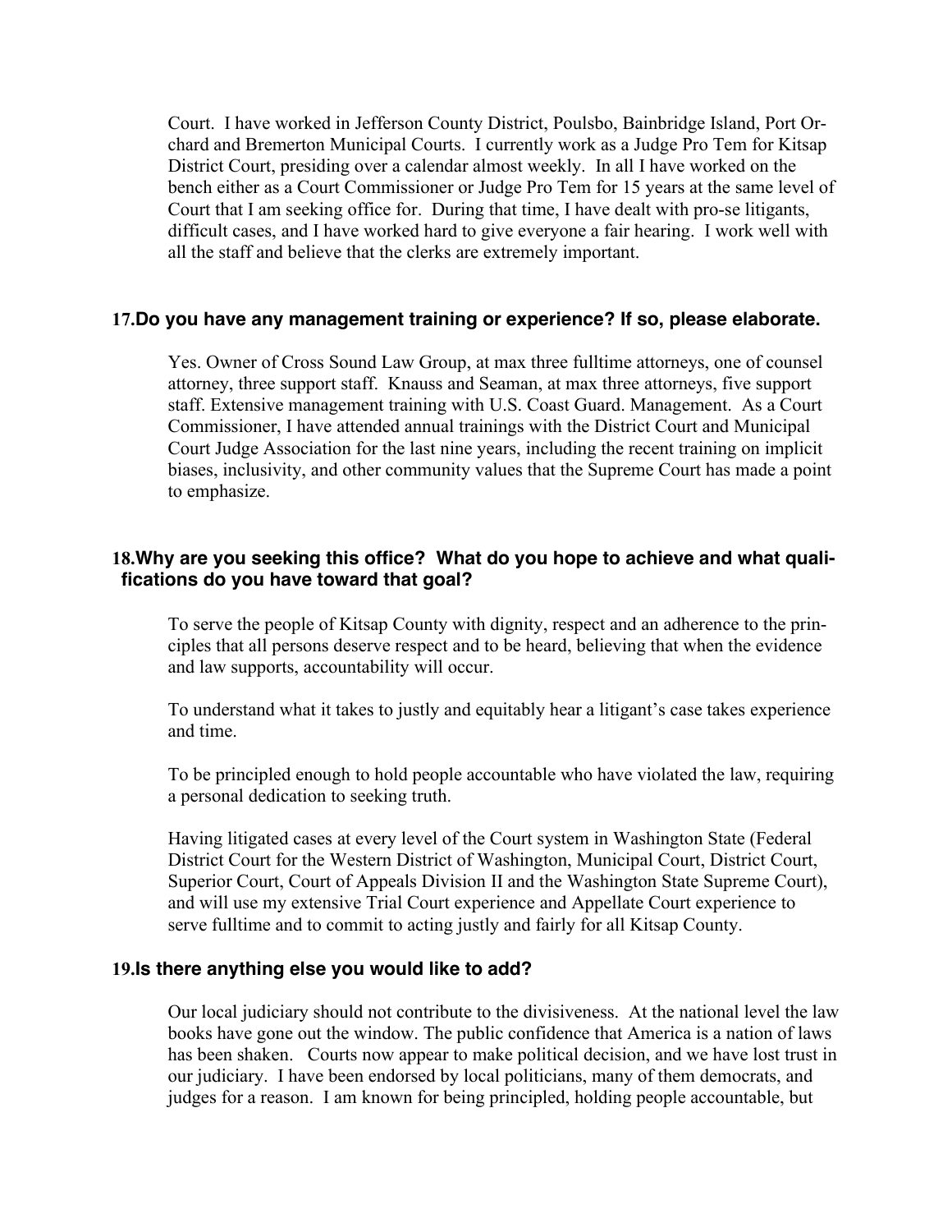Court. I have worked in Jefferson County District, Poulsbo, Bainbridge Island, Port Orchard and Bremerton Municipal Courts. I currently work as a Judge Pro Tem for Kitsap District Court, presiding over a calendar almost weekly. In all I have worked on the bench either as a Court Commissioner or Judge Pro Tem for 15 years at the same level of Court that I am seeking office for. During that time, I have dealt with pro-se litigants, difficult cases, and I have worked hard to give everyone a fair hearing. I work well with all the staff and believe that the clerks are extremely important.

### 17. Do you have any management training or experience? If so, please elaborate.

Yes. Owner of Cross Sound Law Group, at max three fulltime attorneys, one of counsel attorney, three support staff. Knauss and Seaman, at max three attorneys, five support staff. Extensive management training with U.S. Coast Guard. Management. As a Court Commissioner, I have attended annual trainings with the District Court and Municipal Court Judge Association for the last nine years, including the recent training on implicit biases, inclusivity, and other community values that the Supreme Court has made a point to emphasize.

### 18. Why are you seeking this office? What do you hope to achieve and what qualifications do you have toward that goal?

To serve the people of Kitsap County with dignity, respect and an adherence to the principles that all persons deserve respect and to be heard, believing that when the evidence and law supports, accountability will occur.

To understand what it takes to justly and equitably hear a litigant's case takes experience and time.

To be principled enough to hold people accountable who have violated the law, requiring a personal dedication to seeking truth.

Having litigated cases at every level of the Court system in Washington State (Federal District Court for the Western District of Washington, Municipal Court, District Court, Superior Court, Court of Appeals Division II and the Washington State Supreme Court), and will use my extensive Trial Court experience and Appellate Court experience to serve fulltime and to commit to acting justly and fairly for all Kitsap County.

### 19. Is there anything else you would like to add?

Our local judiciary should not contribute to the divisiveness. At the national level the law books have gone out the window. The public confidence that America is a nation of laws has been shaken. Courts now appear to make political decision, and we have lost trust in our judiciary. I have been endorsed by local politicians, many of them democrats, and judges for a reason. I am known for being principled, holding people accountable, but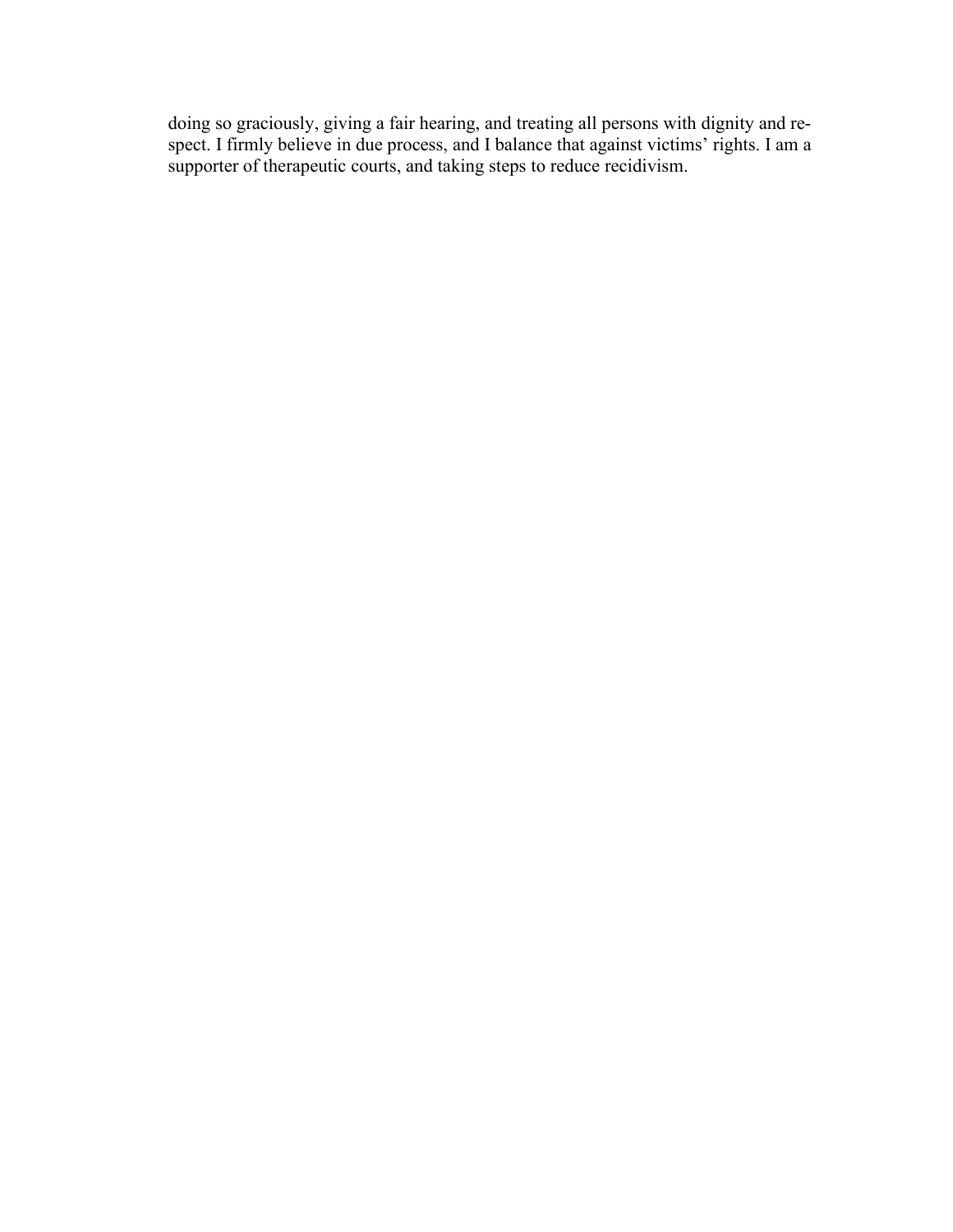doing so graciously, giving a fair hearing, and treating all persons with dignity and respect. I firmly believe in due process, and I balance that against victims' rights. I am a supporter of therapeutic courts, and taking steps to reduce recidivism.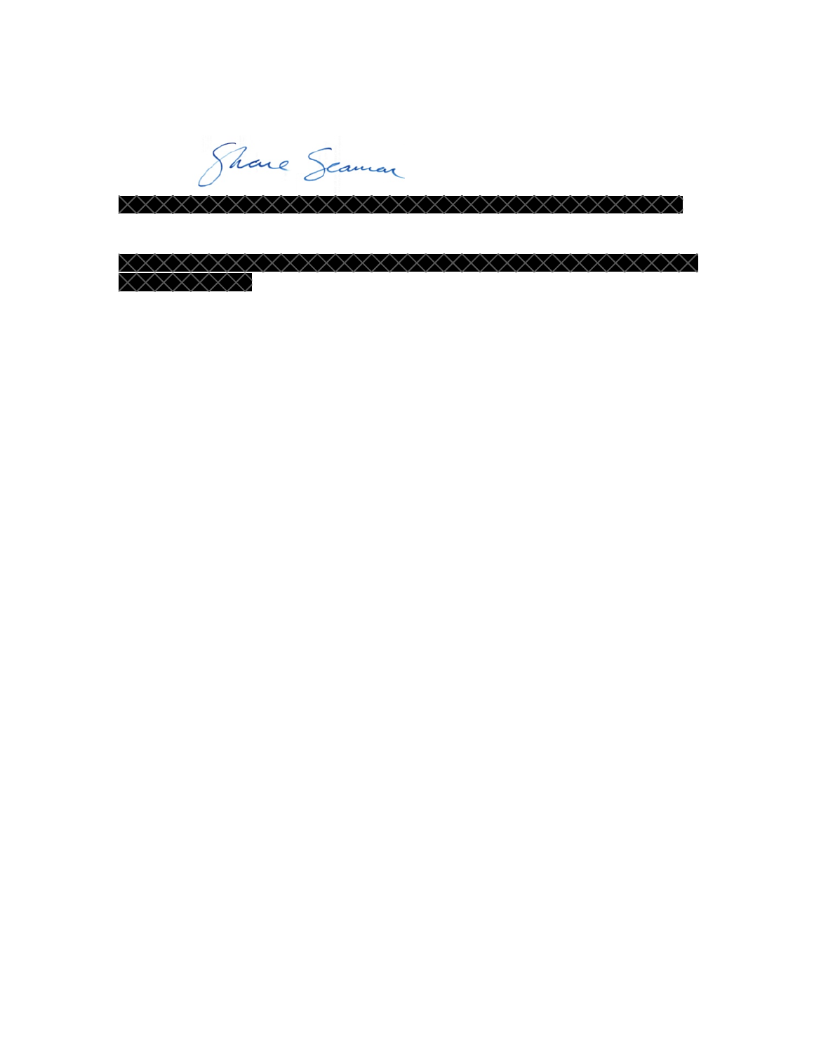Shane Seaman